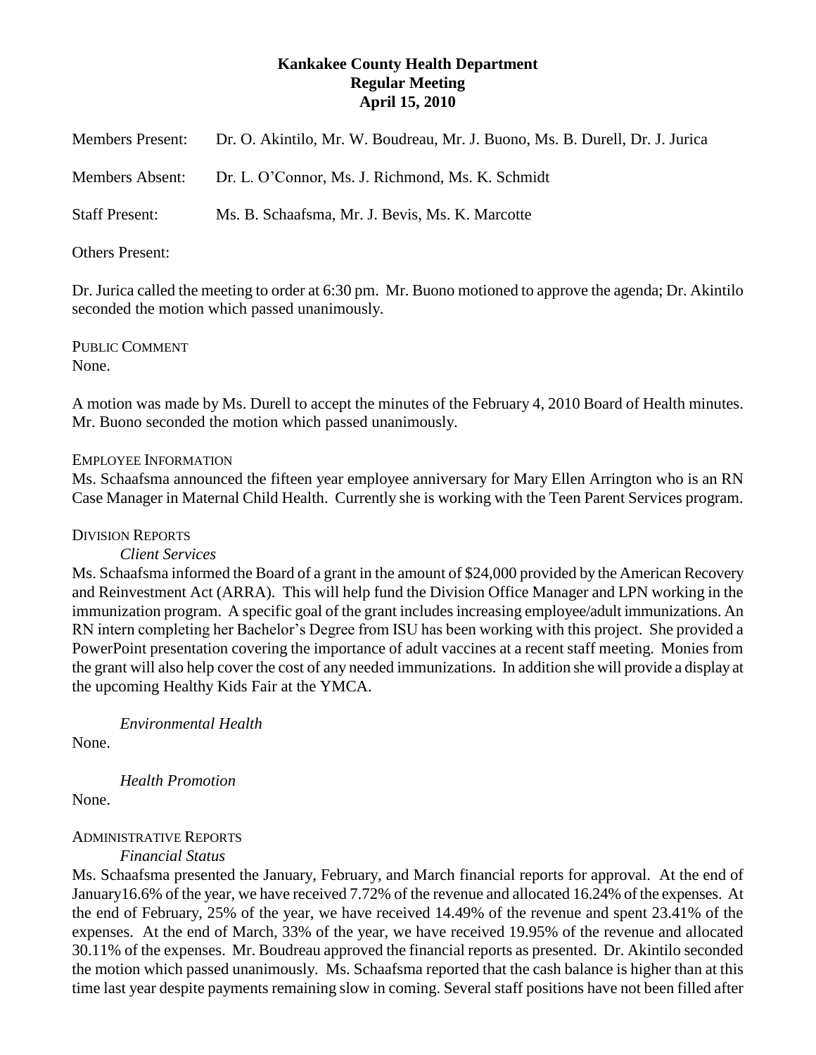# Kankakee County Health Department
## Regular Meeting
## April 15, 2010

Members Present: Dr. O. Akintilo, Mr. W. Boudreau, Mr. J. Buono, Ms. B. Durell, Dr. J. Jurica

Members Absent: Dr. L. O'Connor, Ms. J. Richmond, Ms. K. Schmidt

Staff Present: Ms. B. Schaafsma, Mr. J. Bevis, Ms. K. Marcotte

Others Present:

Dr. Jurica called the meeting to order at 6:30 pm. Mr. Buono motioned to approve the agenda; Dr. Akintilo seconded the motion which passed unanimously.

PUBLIC COMMENT
None.

A motion was made by Ms. Durell to accept the minutes of the February 4, 2010 Board of Health minutes. Mr. Buono seconded the motion which passed unanimously.

EMPLOYEE INFORMATION
Ms. Schaafsma announced the fifteen year employee anniversary for Mary Ellen Arrington who is an RN Case Manager in Maternal Child Health. Currently she is working with the Teen Parent Services program.

DIVISION REPORTS

*Client Services*

Ms. Schaafsma informed the Board of a grant in the amount of $24,000 provided by the American Recovery and Reinvestment Act (ARRA). This will help fund the Division Office Manager and LPN working in the immunization program. A specific goal of the grant includes increasing employee/adult immunizations. An RN intern completing her Bachelor's Degree from ISU has been working with this project. She provided a PowerPoint presentation covering the importance of adult vaccines at a recent staff meeting. Monies from the grant will also help cover the cost of any needed immunizations. In addition she will provide a display at the upcoming Healthy Kids Fair at the YMCA.

*Environmental Health*

None.

*Health Promotion*

None.

ADMINISTRATIVE REPORTS

*Financial Status*

Ms. Schaafsma presented the January, February, and March financial reports for approval. At the end of January16.6% of the year, we have received 7.72% of the revenue and allocated 16.24% of the expenses. At the end of February, 25% of the year, we have received 14.49% of the revenue and spent 23.41% of the expenses. At the end of March, 33% of the year, we have received 19.95% of the revenue and allocated 30.11% of the expenses. Mr. Boudreau approved the financial reports as presented. Dr. Akintilo seconded the motion which passed unanimously. Ms. Schaafsma reported that the cash balance is higher than at this time last year despite payments remaining slow in coming. Several staff positions have not been filled after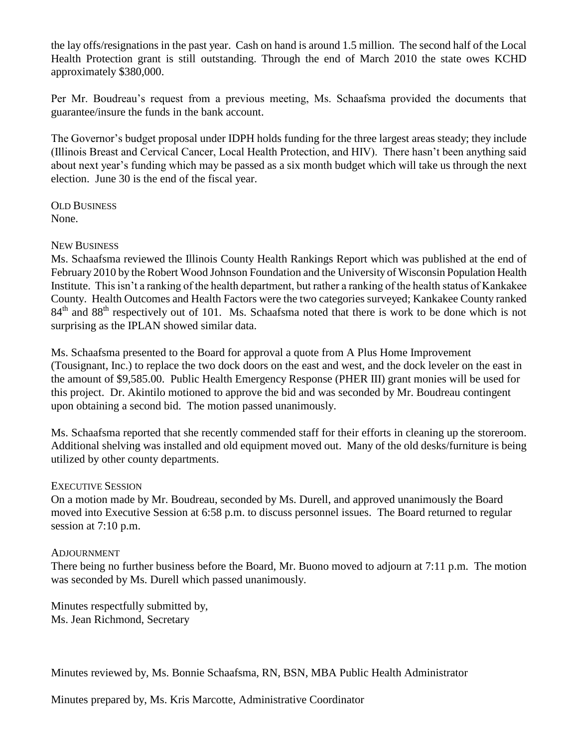the lay offs/resignations in the past year. Cash on hand is around 1.5 million. The second half of the Local Health Protection grant is still outstanding. Through the end of March 2010 the state owes KCHD approximately $380,000.

Per Mr. Boudreau's request from a previous meeting, Ms. Schaafsma provided the documents that guarantee/insure the funds in the bank account.

The Governor's budget proposal under IDPH holds funding for the three largest areas steady; they include (Illinois Breast and Cervical Cancer, Local Health Protection, and HIV). There hasn't been anything said about next year's funding which may be passed as a six month budget which will take us through the next election. June 30 is the end of the fiscal year.

OLD BUSINESS
None.

NEW BUSINESS
Ms. Schaafsma reviewed the Illinois County Health Rankings Report which was published at the end of February 2010 by the Robert Wood Johnson Foundation and the University of Wisconsin Population Health Institute. This isn't a ranking of the health department, but rather a ranking of the health status of Kankakee County. Health Outcomes and Health Factors were the two categories surveyed; Kankakee County ranked 84th and 88th respectively out of 101. Ms. Schaafsma noted that there is work to be done which is not surprising as the IPLAN showed similar data.

Ms. Schaafsma presented to the Board for approval a quote from A Plus Home Improvement (Tousignant, Inc.) to replace the two dock doors on the east and west, and the dock leveler on the east in the amount of $9,585.00. Public Health Emergency Response (PHER III) grant monies will be used for this project. Dr. Akintilo motioned to approve the bid and was seconded by Mr. Boudreau contingent upon obtaining a second bid. The motion passed unanimously.

Ms. Schaafsma reported that she recently commended staff for their efforts in cleaning up the storeroom. Additional shelving was installed and old equipment moved out. Many of the old desks/furniture is being utilized by other county departments.

EXECUTIVE SESSION
On a motion made by Mr. Boudreau, seconded by Ms. Durell, and approved unanimously the Board moved into Executive Session at 6:58 p.m. to discuss personnel issues. The Board returned to regular session at 7:10 p.m.

ADJOURNMENT
There being no further business before the Board, Mr. Buono moved to adjourn at 7:11 p.m. The motion was seconded by Ms. Durell which passed unanimously.

Minutes respectfully submitted by,
Ms. Jean Richmond, Secretary

Minutes reviewed by, Ms. Bonnie Schaafsma, RN, BSN, MBA Public Health Administrator

Minutes prepared by, Ms. Kris Marcotte, Administrative Coordinator